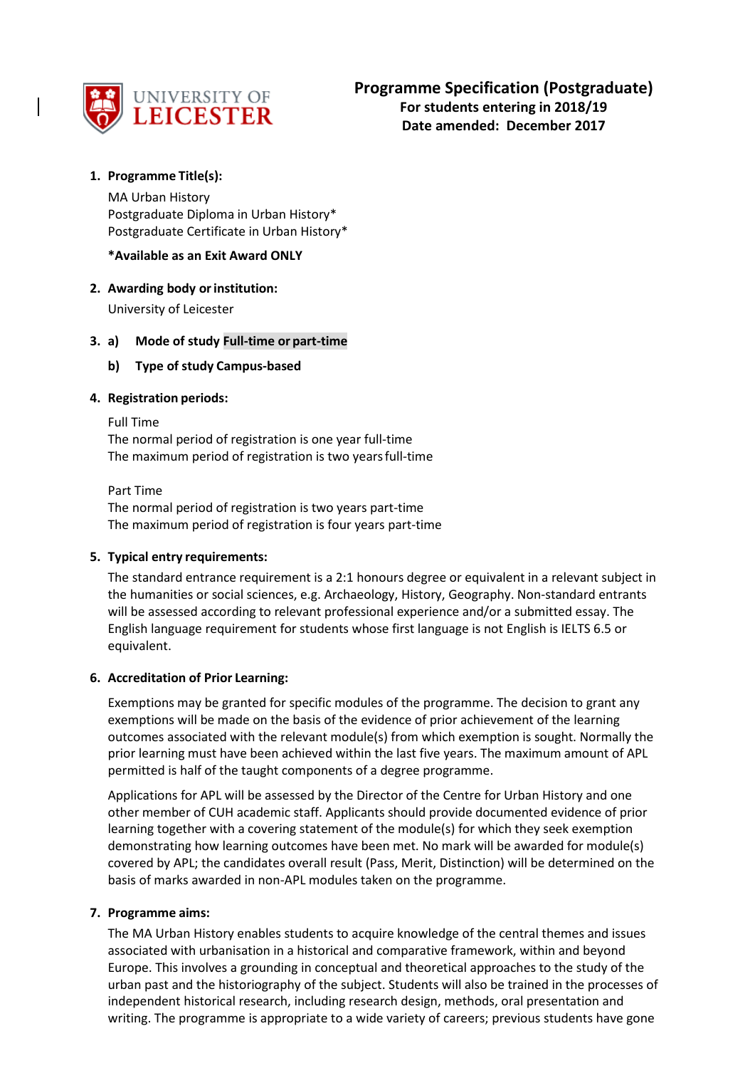UNIVERSITY OF LEICESTER

# Programme Specification (Postgraduate)

**For students entering in 2018/19**
**Date amended: December 2017**

1. **Programme Title(s):**

   MA Urban History
   Postgraduate Diploma in Urban History*
   Postgraduate Certificate in Urban History*

   ***Available as an Exit Award ONLY**

2. **Awarding body or institution:**

   University of Leicester

3. a) **Mode of study Full-time or part-time**

   b) **Type of study Campus-based**

4. **Registration periods:**

   Full Time
   The normal period of registration is one year full-time
   The maximum period of registration is two years full-time

   Part Time
   The normal period of registration is two years part-time
   The maximum period of registration is four years part-time

5. **Typical entry requirements:**

   The standard entrance requirement is a 2:1 honours degree or equivalent in a relevant subject in the humanities or social sciences, e.g. Archaeology, History, Geography. Non-standard entrants will be assessed according to relevant professional experience and/or a submitted essay. The English language requirement for students whose first language is not English is IELTS 6.5 or equivalent.

6. **Accreditation of Prior Learning:**

   Exemptions may be granted for specific modules of the programme. The decision to grant any exemptions will be made on the basis of the evidence of prior achievement of the learning outcomes associated with the relevant module(s) from which exemption is sought. Normally the prior learning must have been achieved within the last five years. The maximum amount of APL permitted is half of the taught components of a degree programme.

   Applications for APL will be assessed by the Director of the Centre for Urban History and one other member of CUH academic staff. Applicants should provide documented evidence of prior learning together with a covering statement of the module(s) for which they seek exemption demonstrating how learning outcomes have been met. No mark will be awarded for module(s) covered by APL; the candidates overall result (Pass, Merit, Distinction) will be determined on the basis of marks awarded in non-APL modules taken on the programme.

7. **Programme aims:**

   The MA Urban History enables students to acquire knowledge of the central themes and issues associated with urbanisation in a historical and comparative framework, within and beyond Europe. This involves a grounding in conceptual and theoretical approaches to the study of the urban past and the historiography of the subject. Students will also be trained in the processes of independent historical research, including research design, methods, oral presentation and writing. The programme is appropriate to a wide variety of careers; previous students have gone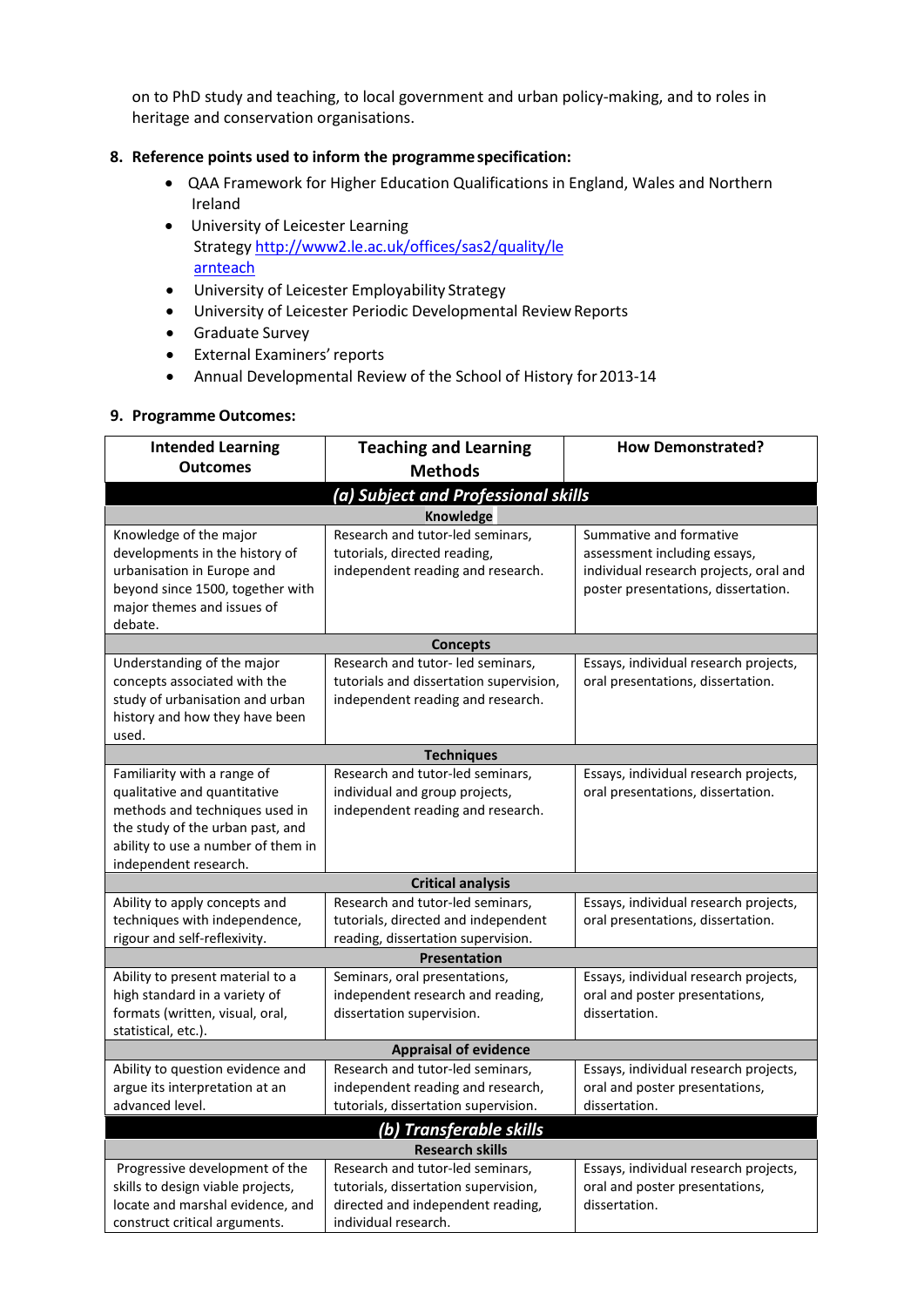on to PhD study and teaching, to local government and urban policy-making, and to roles in heritage and conservation organisations.

## 8. Reference points used to inform the programme specification:

- QAA Framework for Higher Education Qualifications in England, Wales and Northern Ireland
- University of Leicester Learning Strategy http://www2.le.ac.uk/offices/sas2/quality/learnteach
- University of Leicester Employability Strategy
- University of Leicester Periodic Developmental Review Reports
- Graduate Survey
- External Examiners' reports
- Annual Developmental Review of the School of History for 2013-14

## 9. Programme Outcomes:

| Intended Learning Outcomes | Teaching and Learning Methods | How Demonstrated? |
|---|---|---|
| ***(a) Subject and Professional skills*** | | |
| **Knowledge** | | |
| Knowledge of the major developments in the history of urbanisation in Europe and beyond since 1500, together with major themes and issues of debate. | Research and tutor-led seminars, tutorials, directed reading, independent reading and research. | Summative and formative assessment including essays, individual research projects, oral and poster presentations, dissertation. |
| **Concepts** | | |
| Understanding of the major concepts associated with the study of urbanisation and urban history and how they have been used. | Research and tutor- led seminars, tutorials and dissertation supervision, independent reading and research. | Essays, individual research projects, oral presentations, dissertation. |
| **Techniques** | | |
| Familiarity with a range of qualitative and quantitative methods and techniques used in the study of the urban past, and ability to use a number of them in independent research. | Research and tutor-led seminars, individual and group projects, independent reading and research. | Essays, individual research projects, oral presentations, dissertation. |
| **Critical analysis** | | |
| Ability to apply concepts and techniques with independence, rigour and self-reflexivity. | Research and tutor-led seminars, tutorials, directed and independent reading, dissertation supervision. | Essays, individual research projects, oral presentations, dissertation. |
| **Presentation** | | |
| Ability to present material to a high standard in a variety of formats (written, visual, oral, statistical, etc.). | Seminars, oral presentations, independent research and reading, dissertation supervision. | Essays, individual research projects, oral and poster presentations, dissertation. |
| **Appraisal of evidence** | | |
| Ability to question evidence and argue its interpretation at an advanced level. | Research and tutor-led seminars, independent reading and research, tutorials, dissertation supervision. | Essays, individual research projects, oral and poster presentations, dissertation. |
| ***(b) Transferable skills*** | | |
| **Research skills** | | |
| Progressive development of the skills to design viable projects, locate and marshal evidence, and construct critical arguments. | Research and tutor-led seminars, tutorials, dissertation supervision, directed and independent reading, individual research. | Essays, individual research projects, oral and poster presentations, dissertation. |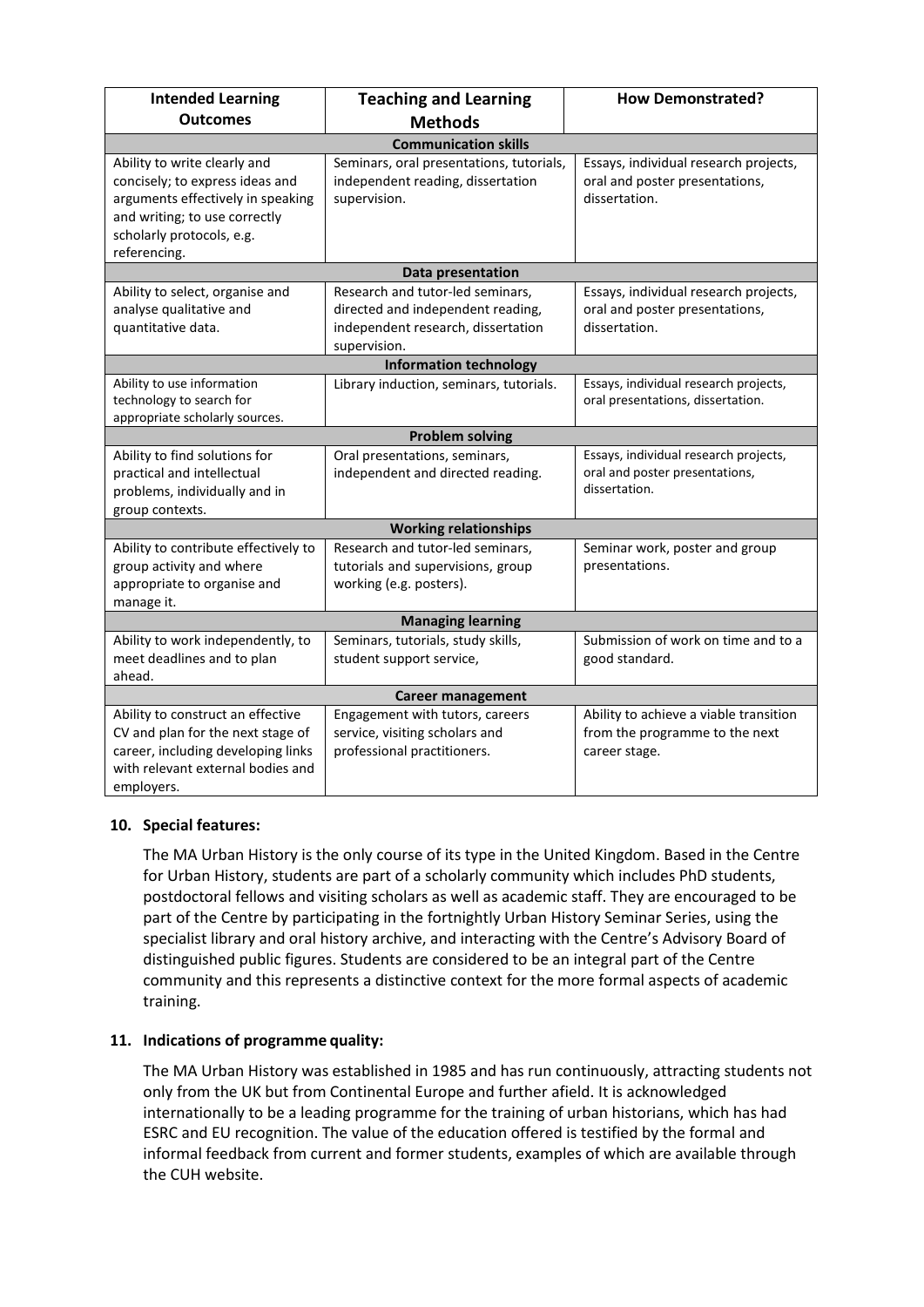| Intended Learning Outcomes | Teaching and Learning Methods | How Demonstrated? |
|---|---|---|
| **Communication skills** | | |
| Ability to write clearly and concisely; to express ideas and arguments effectively in speaking and writing; to use correctly scholarly protocols, e.g. referencing. | Seminars, oral presentations, tutorials, independent reading, dissertation supervision. | Essays, individual research projects, oral and poster presentations, dissertation. |
| **Data presentation** | | |
| Ability to select, organise and analyse qualitative and quantitative data. | Research and tutor-led seminars, directed and independent reading, independent research, dissertation supervision. | Essays, individual research projects, oral and poster presentations, dissertation. |
| **Information technology** | | |
| Ability to use information technology to search for appropriate scholarly sources. | Library induction, seminars, tutorials. | Essays, individual research projects, oral presentations, dissertation. |
| **Problem solving** | | |
| Ability to find solutions for practical and intellectual problems, individually and in group contexts. | Oral presentations, seminars, independent and directed reading. | Essays, individual research projects, oral and poster presentations, dissertation. |
| **Working relationships** | | |
| Ability to contribute effectively to group activity and where appropriate to organise and manage it. | Research and tutor-led seminars, tutorials and supervisions, group working (e.g. posters). | Seminar work, poster and group presentations. |
| **Managing learning** | | |
| Ability to work independently, to meet deadlines and to plan ahead. | Seminars, tutorials, study skills, student support service, | Submission of work on time and to a good standard. |
| **Career management** | | |
| Ability to construct an effective CV and plan for the next stage of career, including developing links with relevant external bodies and employers. | Engagement with tutors, careers service, visiting scholars and professional practitioners. | Ability to achieve a viable transition from the programme to the next career stage. |

**10. Special features:**

The MA Urban History is the only course of its type in the United Kingdom. Based in the Centre for Urban History, students are part of a scholarly community which includes PhD students, postdoctoral fellows and visiting scholars as well as academic staff. They are encouraged to be part of the Centre by participating in the fortnightly Urban History Seminar Series, using the specialist library and oral history archive, and interacting with the Centre's Advisory Board of distinguished public figures. Students are considered to be an integral part of the Centre community and this represents a distinctive context for the more formal aspects of academic training.

**11. Indications of programme quality:**

The MA Urban History was established in 1985 and has run continuously, attracting students not only from the UK but from Continental Europe and further afield. It is acknowledged internationally to be a leading programme for the training of urban historians, which has had ESRC and EU recognition. The value of the education offered is testified by the formal and informal feedback from current and former students, examples of which are available through the CUH website.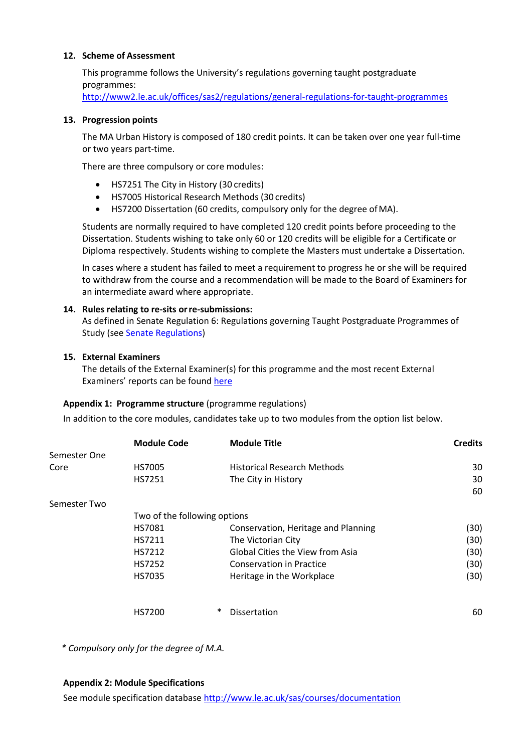**12. Scheme of Assessment**

This programme follows the University's regulations governing taught postgraduate programmes:
http://www2.le.ac.uk/offices/sas2/regulations/general-regulations-for-taught-programmes

**13. Progression points**

The MA Urban History is composed of 180 credit points. It can be taken over one year full-time or two years part-time.

There are three compulsory or core modules:

- HS7251 The City in History (30 credits)
- HS7005 Historical Research Methods (30 credits)
- HS7200 Dissertation (60 credits, compulsory only for the degree of MA).

Students are normally required to have completed 120 credit points before proceeding to the Dissertation. Students wishing to take only 60 or 120 credits will be eligible for a Certificate or Diploma respectively. Students wishing to complete the Masters must undertake a Dissertation.

In cases where a student has failed to meet a requirement to progress he or she will be required to withdraw from the course and a recommendation will be made to the Board of Examiners for an intermediate award where appropriate.

**14. Rules relating to re-sits or re-submissions:**
As defined in Senate Regulation 6: Regulations governing Taught Postgraduate Programmes of Study (see Senate Regulations)

**15. External Examiners**
The details of the External Examiner(s) for this programme and the most recent External Examiners' reports can be found here

**Appendix 1: Programme structure** (programme regulations)

In addition to the core modules, candidates take up to two modules from the option list below.

| | Module Code | | Module Title | Credits |
|---|---|---|---|---|
| Semester One | | | | |
| Core | HS7005 | | Historical Research Methods | 30 |
| | HS7251 | | The City in History | 30 |
| | | | | 60 |
| Semester Two | | | | |
| | Two of the following options | | | |
| | HS7081 | | Conservation, Heritage and Planning | (30) |
| | HS7211 | | The Victorian City | (30) |
| | HS7212 | | Global Cities the View from Asia | (30) |
| | HS7252 | | Conservation in Practice | (30) |
| | HS7035 | | Heritage in the Workplace | (30) |
| | HS7200 | * | Dissertation | 60 |

*\* Compulsory only for the degree of M.A.*

**Appendix 2: Module Specifications**

See module specification database http://www.le.ac.uk/sas/courses/documentation